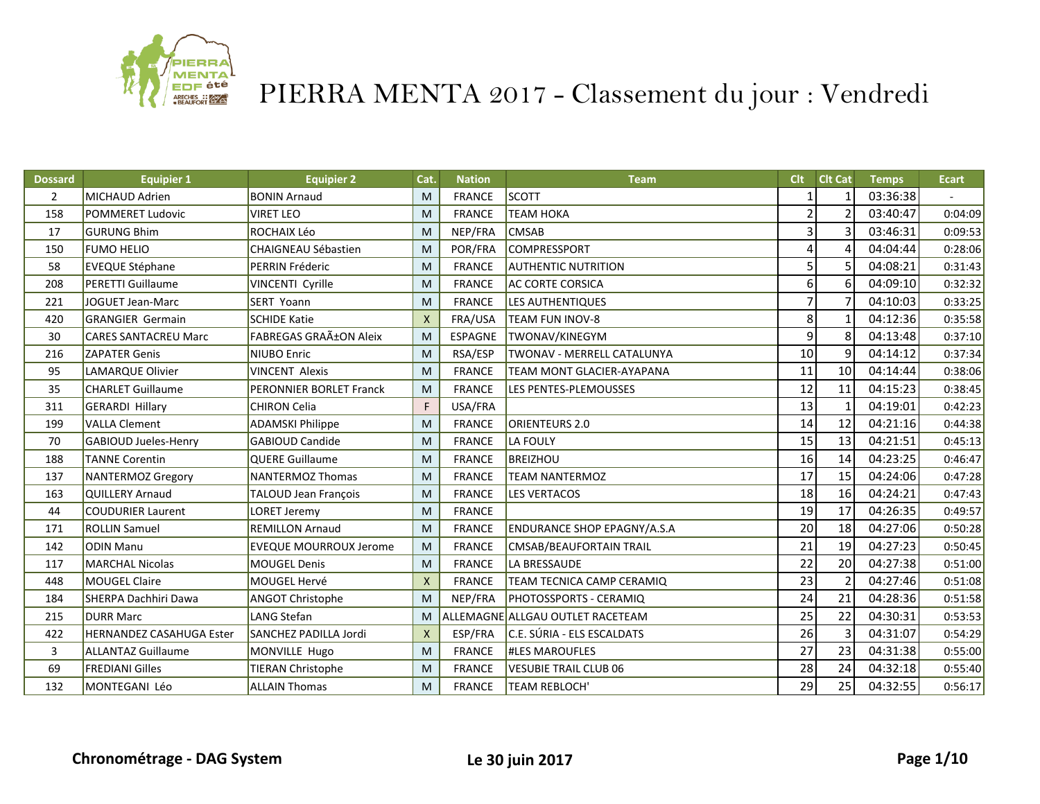# PIERRA MENTA 2017 - Classement du jour : Vendredi

| Dossard | Equipier 1 | Equipier 2 | Cat. | Nation | Team | Clt | Clt Cat | Temps | Ecart |
|---|---|---|---|---|---|---|---|---|---|
| 2 | MICHAUD Adrien | BONIN Arnaud | M | FRANCE | SCOTT | 1 | 1 | 03:36:38 | - |
| 158 | POMMERET Ludovic | VIRET LEO | M | FRANCE | TEAM HOKA | 2 | 2 | 03:40:47 | 0:04:09 |
| 17 | GURUNG Bhim | ROCHAIX Léo | M | NEP/FRA | CMSAB | 3 | 3 | 03:46:31 | 0:09:53 |
| 150 | FUMO HELIO | CHAIGNEAU Sébastien | M | POR/FRA | COMPRESSPORT | 4 | 4 | 04:04:44 | 0:28:06 |
| 58 | EVEQUE Stéphane | PERRIN Fréderic | M | FRANCE | AUTHENTIC NUTRITION | 5 | 5 | 04:08:21 | 0:31:43 |
| 208 | PERETTI Guillaume | VINCENTI Cyrille | M | FRANCE | AC CORTE CORSICA | 6 | 6 | 04:09:10 | 0:32:32 |
| 221 | JOGUET Jean-Marc | SERT Yoann | M | FRANCE | LES AUTHENTIQUES | 7 | 7 | 04:10:03 | 0:33:25 |
| 420 | GRANGIER Germain | SCHIDE Katie | X | FRA/USA | TEAM FUN INOV-8 | 8 | 1 | 04:12:36 | 0:35:58 |
| 30 | CARES SANTACREU Marc | FABREGAS GRAÃ±ON Aleix | M | ESPAGNE | TWONAV/KINEGYM | 9 | 8 | 04:13:48 | 0:37:10 |
| 216 | ZAPATER Genis | NIUBO Enric | M | RSA/ESP | TWONAV - MERRELL CATALUNYA | 10 | 9 | 04:14:12 | 0:37:34 |
| 95 | LAMARQUE Olivier | VINCENT Alexis | M | FRANCE | TEAM MONT GLACIER-AYAPANA | 11 | 10 | 04:14:44 | 0:38:06 |
| 35 | CHARLET Guillaume | PERONNIER BORLET Franck | M | FRANCE | LES PENTES-PLEMOUSSES | 12 | 11 | 04:15:23 | 0:38:45 |
| 311 | GERARDI Hillary | CHIRON Celia | F | USA/FRA |  | 13 | 1 | 04:19:01 | 0:42:23 |
| 199 | VALLA Clement | ADAMSKI Philippe | M | FRANCE | ORIENTEURS 2.0 | 14 | 12 | 04:21:16 | 0:44:38 |
| 70 | GABIOUD Jueles-Henry | GABIOUD Candide | M | FRANCE | LA FOULY | 15 | 13 | 04:21:51 | 0:45:13 |
| 188 | TANNE Corentin | QUERE Guillaume | M | FRANCE | BREIZHOU | 16 | 14 | 04:23:25 | 0:46:47 |
| 137 | NANTERMOZ Gregory | NANTERMOZ Thomas | M | FRANCE | TEAM NANTERMOZ | 17 | 15 | 04:24:06 | 0:47:28 |
| 163 | QUILLERY Arnaud | TALOUD Jean François | M | FRANCE | LES VERTACOS | 18 | 16 | 04:24:21 | 0:47:43 |
| 44 | COUDURIER Laurent | LORET Jeremy | M | FRANCE |  | 19 | 17 | 04:26:35 | 0:49:57 |
| 171 | ROLLIN Samuel | REMILLON Arnaud | M | FRANCE | ENDURANCE SHOP EPAGNY/A.S.A | 20 | 18 | 04:27:06 | 0:50:28 |
| 142 | ODIN Manu | EVEQUE MOURROUX Jerome | M | FRANCE | CMSAB/BEAUFORTAIN TRAIL | 21 | 19 | 04:27:23 | 0:50:45 |
| 117 | MARCHAL Nicolas | MOUGEL Denis | M | FRANCE | LA BRESSAUDE | 22 | 20 | 04:27:38 | 0:51:00 |
| 448 | MOUGEL Claire | MOUGEL Hervé | X | FRANCE | TEAM TECNICA CAMP CERAMIQ | 23 | 2 | 04:27:46 | 0:51:08 |
| 184 | SHERPA Dachhiri Dawa | ANGOT Christophe | M | NEP/FRA | PHOTOSSPORTS - CERAMIQ | 24 | 21 | 04:28:36 | 0:51:58 |
| 215 | DURR Marc | LANG Stefan | M | ALLEMAGNE | ALLGAU OUTLET RACETEAM | 25 | 22 | 04:30:31 | 0:53:53 |
| 422 | HERNANDEZ CASAHUGA Ester | SANCHEZ PADILLA Jordi | X | ESP/FRA | C.E. SÚRIA - ELS ESCALDATS | 26 | 3 | 04:31:07 | 0:54:29 |
| 3 | ALLANTAZ Guillaume | MONVILLE Hugo | M | FRANCE | #LES MAROUFLES | 27 | 23 | 04:31:38 | 0:55:00 |
| 69 | FREDIANI Gilles | TIERAN Christophe | M | FRANCE | VESUBIE TRAIL CLUB 06 | 28 | 24 | 04:32:18 | 0:55:40 |
| 132 | MONTEGANI Léo | ALLAIN Thomas | M | FRANCE | TEAM REBLOCH' | 29 | 25 | 04:32:55 | 0:56:17 |

**Chronométrage - DAG System** **Le 30 juin 2017**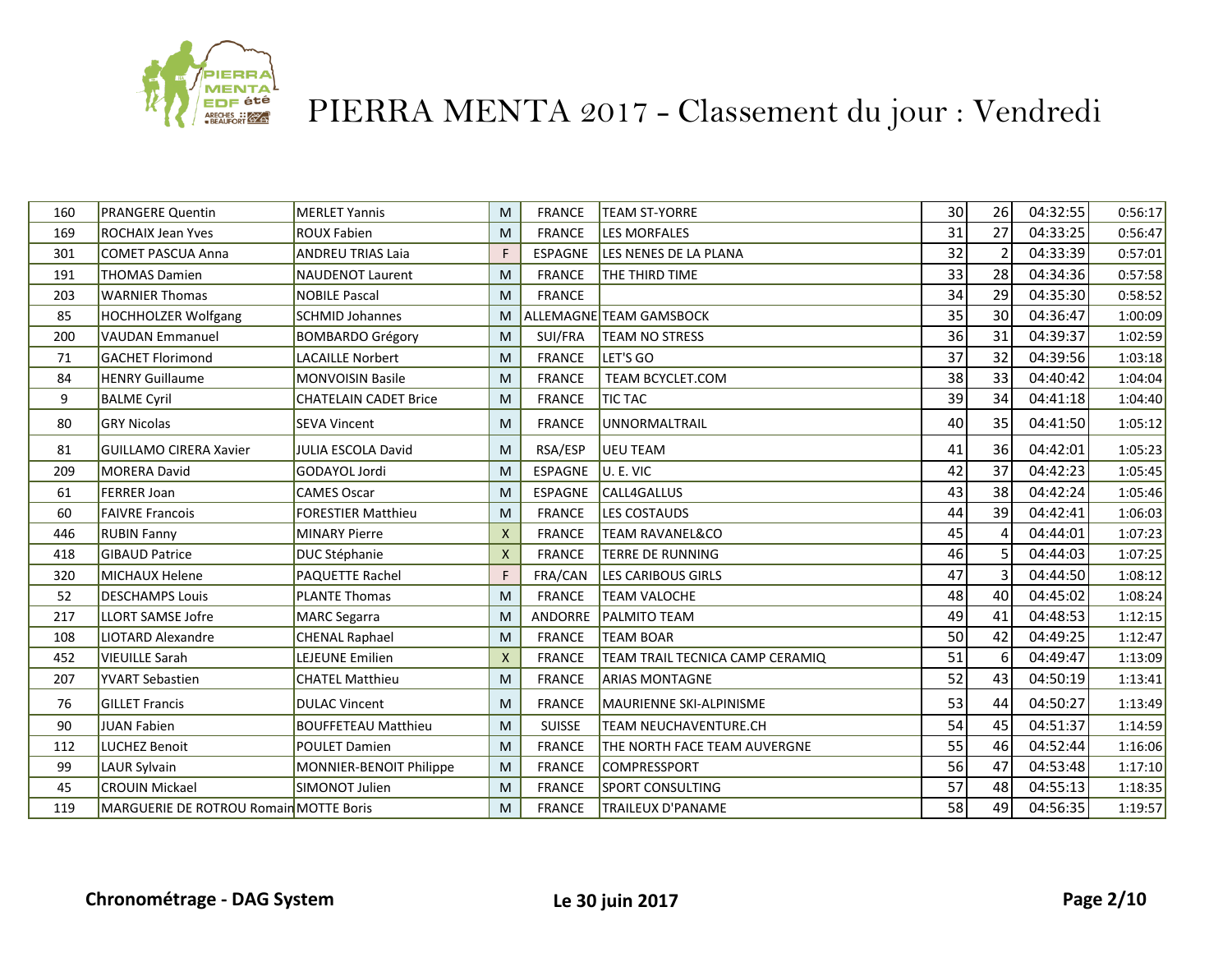# PIERRA MENTA 2017 - Classement du jour : Vendredi

| | | | | | | | | | |
|---|---|---|---|---|---|---|---|---|---|
| 160 | PRANGERE Quentin | MERLET Yannis | M | FRANCE | TEAM ST-YORRE | 30 | 26 | 04:32:55 | 0:56:17 |
| 169 | ROCHAIX Jean Yves | ROUX Fabien | M | FRANCE | LES MORFALES | 31 | 27 | 04:33:25 | 0:56:47 |
| 301 | COMET PASCUA Anna | ANDREU TRIAS Laia | F | ESPAGNE | LES NENES DE LA PLANA | 32 | 2 | 04:33:39 | 0:57:01 |
| 191 | THOMAS Damien | NAUDENOT Laurent | M | FRANCE | THE THIRD TIME | 33 | 28 | 04:34:36 | 0:57:58 |
| 203 | WARNIER Thomas | NOBILE Pascal | M | FRANCE | | 34 | 29 | 04:35:30 | 0:58:52 |
| 85 | HOCHHOLZER Wolfgang | SCHMID Johannes | M | ALLEMAGNE | TEAM GAMSBOCK | 35 | 30 | 04:36:47 | 1:00:09 |
| 200 | VAUDAN Emmanuel | BOMBARDO Grégory | M | SUI/FRA | TEAM NO STRESS | 36 | 31 | 04:39:37 | 1:02:59 |
| 71 | GACHET Florimond | LACAILLE Norbert | M | FRANCE | LET'S GO | 37 | 32 | 04:39:56 | 1:03:18 |
| 84 | HENRY Guillaume | MONVOISIN Basile | M | FRANCE | TEAM BCYCLET.COM | 38 | 33 | 04:40:42 | 1:04:04 |
| 9 | BALME Cyril | CHATELAIN CADET Brice | M | FRANCE | TIC TAC | 39 | 34 | 04:41:18 | 1:04:40 |
| 80 | GRY Nicolas | SEVA Vincent | M | FRANCE | UNNORMALTRAIL | 40 | 35 | 04:41:50 | 1:05:12 |
| 81 | GUILLAMO CIRERA Xavier | JULIA ESCOLA David | M | RSA/ESP | UEU TEAM | 41 | 36 | 04:42:01 | 1:05:23 |
| 209 | MORERA David | GODAYOL Jordi | M | ESPAGNE | U. E. VIC | 42 | 37 | 04:42:23 | 1:05:45 |
| 61 | FERRER Joan | CAMES Oscar | M | ESPAGNE | CALL4GALLUS | 43 | 38 | 04:42:24 | 1:05:46 |
| 60 | FAIVRE Francois | FORESTIER Matthieu | M | FRANCE | LES COSTAUDS | 44 | 39 | 04:42:41 | 1:06:03 |
| 446 | RUBIN Fanny | MINARY Pierre | X | FRANCE | TEAM RAVANEL&CO | 45 | 4 | 04:44:01 | 1:07:23 |
| 418 | GIBAUD Patrice | DUC Stéphanie | X | FRANCE | TERRE DE RUNNING | 46 | 5 | 04:44:03 | 1:07:25 |
| 320 | MICHAUX Helene | PAQUETTE Rachel | F | FRA/CAN | LES CARIBOUS GIRLS | 47 | 3 | 04:44:50 | 1:08:12 |
| 52 | DESCHAMPS Louis | PLANTE Thomas | M | FRANCE | TEAM VALOCHE | 48 | 40 | 04:45:02 | 1:08:24 |
| 217 | LLORT SAMSE Jofre | MARC Segarra | M | ANDORRE | PALMITO TEAM | 49 | 41 | 04:48:53 | 1:12:15 |
| 108 | LIOTARD Alexandre | CHENAL Raphael | M | FRANCE | TEAM BOAR | 50 | 42 | 04:49:25 | 1:12:47 |
| 452 | VIEUILLE Sarah | LEJEUNE Emilien | X | FRANCE | TEAM TRAIL TECNICA CAMP CERAMIQ | 51 | 6 | 04:49:47 | 1:13:09 |
| 207 | YVART Sebastien | CHATEL Matthieu | M | FRANCE | ARIAS MONTAGNE | 52 | 43 | 04:50:19 | 1:13:41 |
| 76 | GILLET Francis | DULAC Vincent | M | FRANCE | MAURIENNE SKI-ALPINISME | 53 | 44 | 04:50:27 | 1:13:49 |
| 90 | JUAN Fabien | BOUFFETEAU Matthieu | M | SUISSE | TEAM NEUCHAVENTURE.CH | 54 | 45 | 04:51:37 | 1:14:59 |
| 112 | LUCHEZ Benoit | POULET Damien | M | FRANCE | THE NORTH FACE TEAM AUVERGNE | 55 | 46 | 04:52:44 | 1:16:06 |
| 99 | LAUR Sylvain | MONNIER-BENOIT Philippe | M | FRANCE | COMPRESSPORT | 56 | 47 | 04:53:48 | 1:17:10 |
| 45 | CROUIN Mickael | SIMONOT Julien | M | FRANCE | SPORT CONSULTING | 57 | 48 | 04:55:13 | 1:18:35 |
| 119 | MARGUERIE DE ROTROU Romain | MOTTE Boris | M | FRANCE | TRAILEUX D'PANAME | 58 | 49 | 04:56:35 | 1:19:57 |

**Chronométrage - DAG System** **Le 30 juin 2017**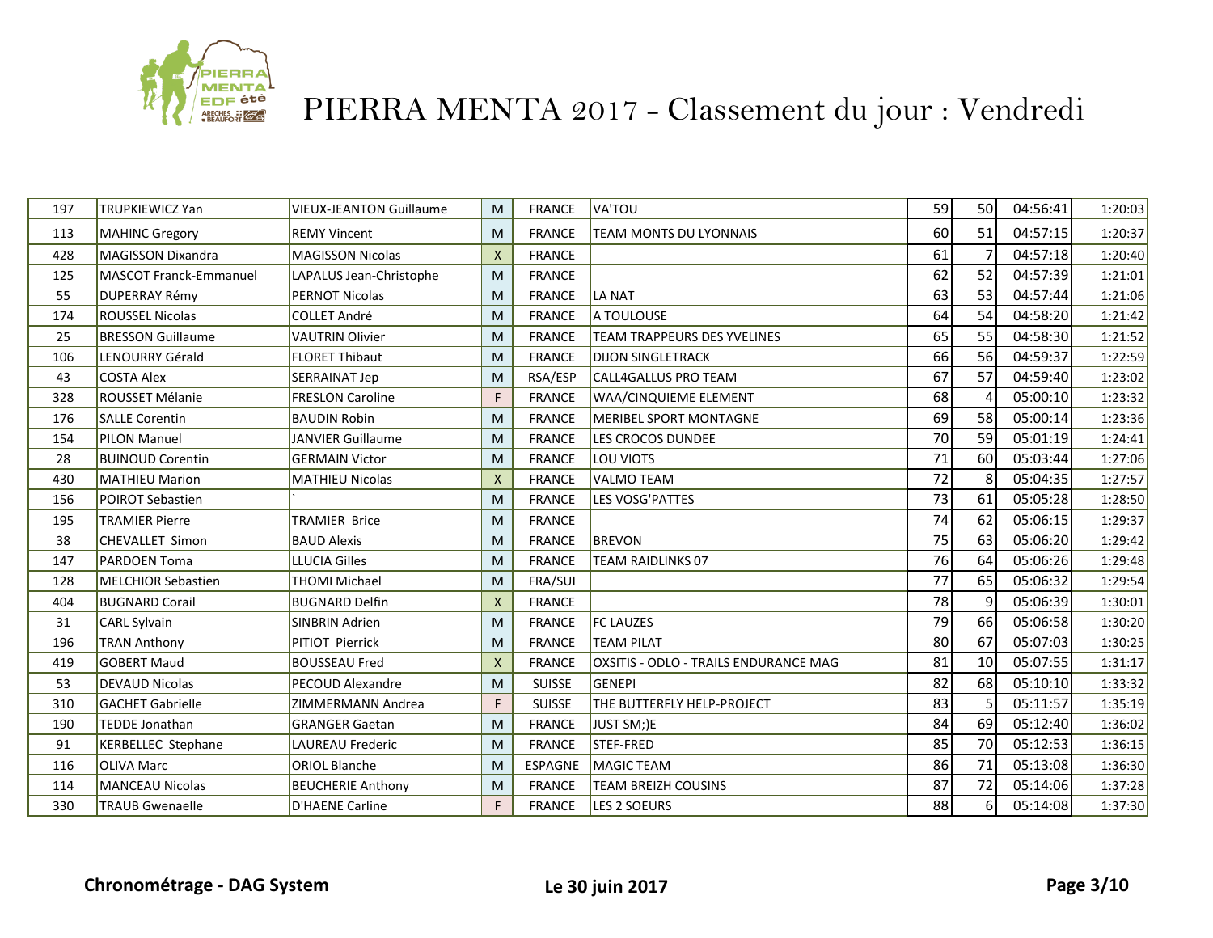# PIERRA MENTA 2017 - Classement du jour : Vendredi

| | | | | | | | | | |
|---|---|---|---|---|---|---|---|---|---|
| 197 | TRUPKIEWICZ Yan | VIEUX-JEANTON Guillaume | M | FRANCE | VA'TOU | 59 | 50 | 04:56:41 | 1:20:03 |
| 113 | MAHINC Gregory | REMY Vincent | M | FRANCE | TEAM MONTS DU LYONNAIS | 60 | 51 | 04:57:15 | 1:20:37 |
| 428 | MAGISSON Dixandra | MAGISSON Nicolas | X | FRANCE | | 61 | 7 | 04:57:18 | 1:20:40 |
| 125 | MASCOT Franck-Emmanuel | LAPALUS Jean-Christophe | M | FRANCE | | 62 | 52 | 04:57:39 | 1:21:01 |
| 55 | DUPERRAY Rémy | PERNOT Nicolas | M | FRANCE | LA NAT | 63 | 53 | 04:57:44 | 1:21:06 |
| 174 | ROUSSEL Nicolas | COLLET André | M | FRANCE | A TOULOUSE | 64 | 54 | 04:58:20 | 1:21:42 |
| 25 | BRESSON Guillaume | VAUTRIN Olivier | M | FRANCE | TEAM TRAPPEURS DES YVELINES | 65 | 55 | 04:58:30 | 1:21:52 |
| 106 | LENOURRY Gérald | FLORET Thibaut | M | FRANCE | DIJON SINGLETRACK | 66 | 56 | 04:59:37 | 1:22:59 |
| 43 | COSTA Alex | SERRAINAT Jep | M | RSA/ESP | CALL4GALLUS PRO TEAM | 67 | 57 | 04:59:40 | 1:23:02 |
| 328 | ROUSSET Mélanie | FRESLON Caroline | F | FRANCE | WAA/CINQUIEME ELEMENT | 68 | 4 | 05:00:10 | 1:23:32 |
| 176 | SALLE Corentin | BAUDIN Robin | M | FRANCE | MERIBEL SPORT MONTAGNE | 69 | 58 | 05:00:14 | 1:23:36 |
| 154 | PILON Manuel | JANVIER Guillaume | M | FRANCE | LES CROCOS DUNDEE | 70 | 59 | 05:01:19 | 1:24:41 |
| 28 | BUINOUD Corentin | GERMAIN Victor | M | FRANCE | LOU VIOTS | 71 | 60 | 05:03:44 | 1:27:06 |
| 430 | MATHIEU Marion | MATHIEU Nicolas | X | FRANCE | VALMO TEAM | 72 | 8 | 05:04:35 | 1:27:57 |
| 156 | POIROT Sebastien | ` | M | FRANCE | LES VOSG'PATTES | 73 | 61 | 05:05:28 | 1:28:50 |
| 195 | TRAMIER Pierre | TRAMIER Brice | M | FRANCE | | 74 | 62 | 05:06:15 | 1:29:37 |
| 38 | CHEVALLET Simon | BAUD Alexis | M | FRANCE | BREVON | 75 | 63 | 05:06:20 | 1:29:42 |
| 147 | PARDOEN Toma | LLUCIA Gilles | M | FRANCE | TEAM RAIDLINKS 07 | 76 | 64 | 05:06:26 | 1:29:48 |
| 128 | MELCHIOR Sebastien | THOMI Michael | M | FRA/SUI | | 77 | 65 | 05:06:32 | 1:29:54 |
| 404 | BUGNARD Corail | BUGNARD Delfin | X | FRANCE | | 78 | 9 | 05:06:39 | 1:30:01 |
| 31 | CARL Sylvain | SINBRIN Adrien | M | FRANCE | FC LAUZES | 79 | 66 | 05:06:58 | 1:30:20 |
| 196 | TRAN Anthony | PITIOT Pierrick | M | FRANCE | TEAM PILAT | 80 | 67 | 05:07:03 | 1:30:25 |
| 419 | GOBERT Maud | BOUSSEAU Fred | X | FRANCE | OXSITIS - ODLO - TRAILS ENDURANCE MAG | 81 | 10 | 05:07:55 | 1:31:17 |
| 53 | DEVAUD Nicolas | PECOUD Alexandre | M | SUISSE | GENEPI | 82 | 68 | 05:10:10 | 1:33:32 |
| 310 | GACHET Gabrielle | ZIMMERMANN Andrea | F | SUISSE | THE BUTTERFLY HELP-PROJECT | 83 | 5 | 05:11:57 | 1:35:19 |
| 190 | TEDDE Jonathan | GRANGER Gaetan | M | FRANCE | JUST SM;)E | 84 | 69 | 05:12:40 | 1:36:02 |
| 91 | KERBELLEC Stephane | LAUREAU Frederic | M | FRANCE | STEF-FRED | 85 | 70 | 05:12:53 | 1:36:15 |
| 116 | OLIVA Marc | ORIOL Blanche | M | ESPAGNE | MAGIC TEAM | 86 | 71 | 05:13:08 | 1:36:30 |
| 114 | MANCEAU Nicolas | BEUCHERIE Anthony | M | FRANCE | TEAM BREIZH COUSINS | 87 | 72 | 05:14:06 | 1:37:28 |
| 330 | TRAUB Gwenaelle | D'HAENE Carline | F | FRANCE | LES 2 SOEURS | 88 | 6 | 05:14:08 | 1:37:30 |

**Chronométrage - DAG System** **Le 30 juin 2017**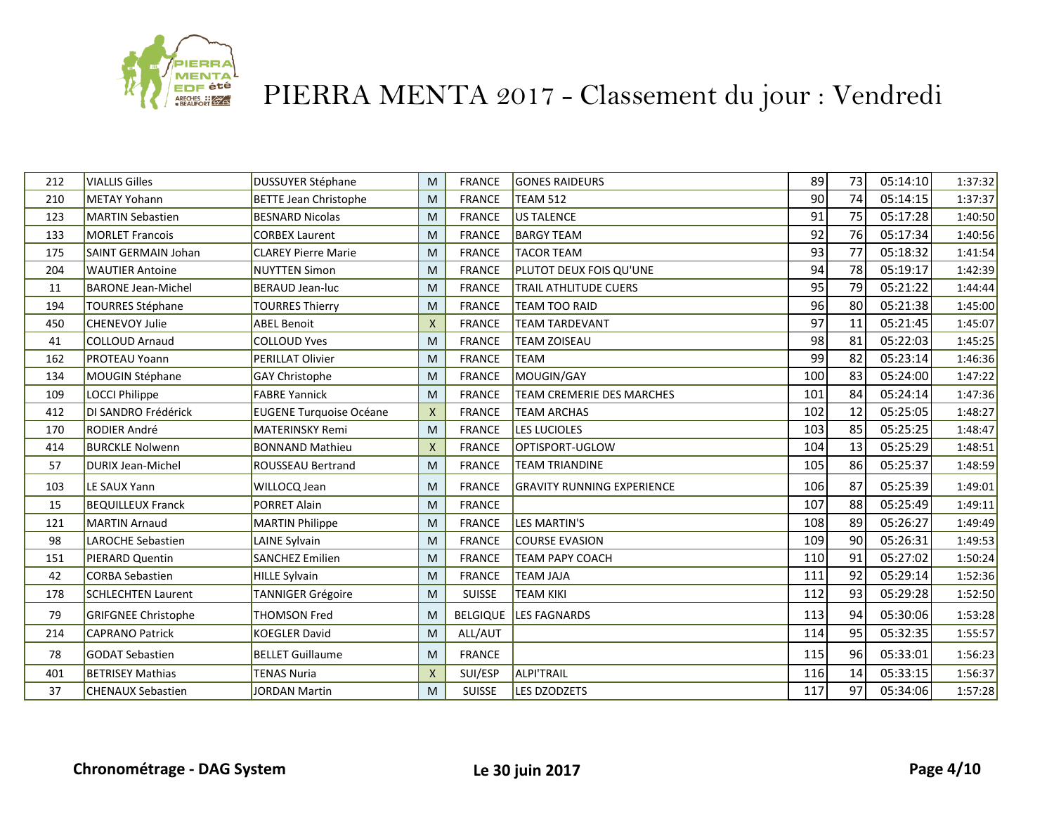# PIERRA MENTA 2017 - Classement du jour : Vendredi

| | | | | | | | | | |
|---|---|---|---|---|---|---|---|---|---|
| 212 | VIALLIS Gilles | DUSSUYER Stéphane | M | FRANCE | GONES RAIDEURS | 89 | 73 | 05:14:10 | 1:37:32 |
| 210 | METAY Yohann | BETTE Jean Christophe | M | FRANCE | TEAM 512 | 90 | 74 | 05:14:15 | 1:37:37 |
| 123 | MARTIN Sebastien | BESNARD Nicolas | M | FRANCE | US TALENCE | 91 | 75 | 05:17:28 | 1:40:50 |
| 133 | MORLET Francois | CORBEX Laurent | M | FRANCE | BARGY TEAM | 92 | 76 | 05:17:34 | 1:40:56 |
| 175 | SAINT GERMAIN Johan | CLAREY Pierre Marie | M | FRANCE | TACOR TEAM | 93 | 77 | 05:18:32 | 1:41:54 |
| 204 | WAUTIER Antoine | NUYTTEN Simon | M | FRANCE | PLUTOT DEUX FOIS QU'UNE | 94 | 78 | 05:19:17 | 1:42:39 |
| 11 | BARONE Jean-Michel | BERAUD Jean-luc | M | FRANCE | TRAIL ATHLITUDE CUERS | 95 | 79 | 05:21:22 | 1:44:44 |
| 194 | TOURRES Stéphane | TOURRES Thierry | M | FRANCE | TEAM TOO RAID | 96 | 80 | 05:21:38 | 1:45:00 |
| 450 | CHENEVOY Julie | ABEL Benoit | X | FRANCE | TEAM TARDEVANT | 97 | 11 | 05:21:45 | 1:45:07 |
| 41 | COLLOUD Arnaud | COLLOUD Yves | M | FRANCE | TEAM ZOISEAU | 98 | 81 | 05:22:03 | 1:45:25 |
| 162 | PROTEAU Yoann | PERILLAT Olivier | M | FRANCE | TEAM | 99 | 82 | 05:23:14 | 1:46:36 |
| 134 | MOUGIN Stéphane | GAY Christophe | M | FRANCE | MOUGIN/GAY | 100 | 83 | 05:24:00 | 1:47:22 |
| 109 | LOCCI Philippe | FABRE Yannick | M | FRANCE | TEAM CREMERIE DES MARCHES | 101 | 84 | 05:24:14 | 1:47:36 |
| 412 | DI SANDRO Frédérick | EUGENE Turquoise Océane | X | FRANCE | TEAM ARCHAS | 102 | 12 | 05:25:05 | 1:48:27 |
| 170 | RODIER André | MATERINSKY Remi | M | FRANCE | LES LUCIOLES | 103 | 85 | 05:25:25 | 1:48:47 |
| 414 | BURCKLE Nolwenn | BONNAND Mathieu | X | FRANCE | OPTISPORT-UGLOW | 104 | 13 | 05:25:29 | 1:48:51 |
| 57 | DURIX Jean-Michel | ROUSSEAU Bertrand | M | FRANCE | TEAM TRIANDINE | 105 | 86 | 05:25:37 | 1:48:59 |
| 103 | LE SAUX Yann | WILLOCQ Jean | M | FRANCE | GRAVITY RUNNING EXPERIENCE | 106 | 87 | 05:25:39 | 1:49:01 |
| 15 | BEQUILLEUX Franck | PORRET Alain | M | FRANCE | | 107 | 88 | 05:25:49 | 1:49:11 |
| 121 | MARTIN Arnaud | MARTIN Philippe | M | FRANCE | LES MARTIN'S | 108 | 89 | 05:26:27 | 1:49:49 |
| 98 | LAROCHE Sebastien | LAINE Sylvain | M | FRANCE | COURSE EVASION | 109 | 90 | 05:26:31 | 1:49:53 |
| 151 | PIERARD Quentin | SANCHEZ Emilien | M | FRANCE | TEAM PAPY COACH | 110 | 91 | 05:27:02 | 1:50:24 |
| 42 | CORBA Sebastien | HILLE Sylvain | M | FRANCE | TEAM JAJA | 111 | 92 | 05:29:14 | 1:52:36 |
| 178 | SCHLECHTEN Laurent | TANNIGER Grégoire | M | SUISSE | TEAM KIKI | 112 | 93 | 05:29:28 | 1:52:50 |
| 79 | GRIFGNEE Christophe | THOMSON Fred | M | BELGIQUE | LES FAGNARDS | 113 | 94 | 05:30:06 | 1:53:28 |
| 214 | CAPRANO Patrick | KOEGLER David | M | ALL/AUT | | 114 | 95 | 05:32:35 | 1:55:57 |
| 78 | GODAT Sebastien | BELLET Guillaume | M | FRANCE | | 115 | 96 | 05:33:01 | 1:56:23 |
| 401 | BETRISEY Mathias | TENAS Nuria | X | SUI/ESP | ALPI'TRAIL | 116 | 14 | 05:33:15 | 1:56:37 |
| 37 | CHENAUX Sebastien | JORDAN Martin | M | SUISSE | LES DZODZETS | 117 | 97 | 05:34:06 | 1:57:28 |

**Chronométrage - DAG System** **Le 30 juin 2017**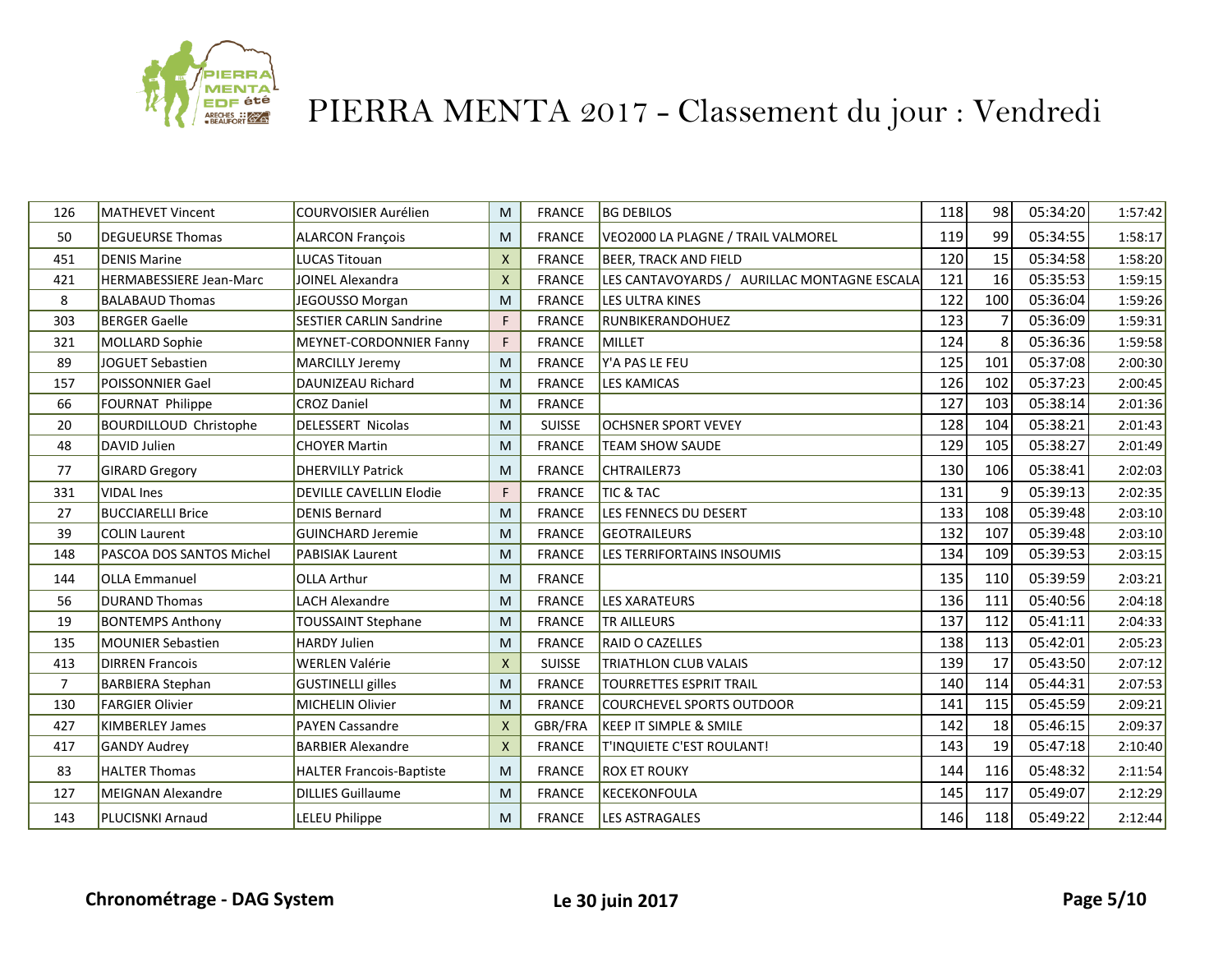# PIERRA MENTA 2017 - Classement du jour : Vendredi

| | | | | | | | | | |
|---|---|---|---|---|---|---|---|---|---|
| 126 | MATHEVET Vincent | COURVOISIER Aurélien | M | FRANCE | BG DEBILOS | 118 | 98 | 05:34:20 | 1:57:42 |
| 50 | DEGUEURSE Thomas | ALARCON François | M | FRANCE | VEO2000 LA PLAGNE / TRAIL VALMOREL | 119 | 99 | 05:34:55 | 1:58:17 |
| 451 | DENIS Marine | LUCAS Titouan | X | FRANCE | BEER, TRACK AND FIELD | 120 | 15 | 05:34:58 | 1:58:20 |
| 421 | HERMABESSIERE Jean-Marc | JOINEL Alexandra | X | FRANCE | LES CANTAVOYARDS / AURILLAC MONTAGNE ESCALA | 121 | 16 | 05:35:53 | 1:59:15 |
| 8 | BALABAUD Thomas | JEGOUSSO Morgan | M | FRANCE | LES ULTRA KINES | 122 | 100 | 05:36:04 | 1:59:26 |
| 303 | BERGER Gaelle | SESTIER CARLIN Sandrine | F | FRANCE | RUNBIKERANDOHUEZ | 123 | 7 | 05:36:09 | 1:59:31 |
| 321 | MOLLARD Sophie | MEYNET-CORDONNIER Fanny | F | FRANCE | MILLET | 124 | 8 | 05:36:36 | 1:59:58 |
| 89 | JOGUET Sebastien | MARCILLY Jeremy | M | FRANCE | Y'A PAS LE FEU | 125 | 101 | 05:37:08 | 2:00:30 |
| 157 | POISSONNIER Gael | DAUNIZEAU Richard | M | FRANCE | LES KAMICAS | 126 | 102 | 05:37:23 | 2:00:45 |
| 66 | FOURNAT Philippe | CROZ Daniel | M | FRANCE | | 127 | 103 | 05:38:14 | 2:01:36 |
| 20 | BOURDILLOUD Christophe | DELESSERT Nicolas | M | SUISSE | OCHSNER SPORT VEVEY | 128 | 104 | 05:38:21 | 2:01:43 |
| 48 | DAVID Julien | CHOYER Martin | M | FRANCE | TEAM SHOW SAUDE | 129 | 105 | 05:38:27 | 2:01:49 |
| 77 | GIRARD Gregory | DHERVILLY Patrick | M | FRANCE | CHTRAILER73 | 130 | 106 | 05:38:41 | 2:02:03 |
| 331 | VIDAL Ines | DEVILLE CAVELLIN Elodie | F | FRANCE | TIC & TAC | 131 | 9 | 05:39:13 | 2:02:35 |
| 27 | BUCCIARELLI Brice | DENIS Bernard | M | FRANCE | LES FENNECS DU DESERT | 133 | 108 | 05:39:48 | 2:03:10 |
| 39 | COLIN Laurent | GUINCHARD Jeremie | M | FRANCE | GEOTRAILEURS | 132 | 107 | 05:39:48 | 2:03:10 |
| 148 | PASCOA DOS SANTOS Michel | PABISIAK Laurent | M | FRANCE | LES TERRIFORTAINS INSOUMIS | 134 | 109 | 05:39:53 | 2:03:15 |
| 144 | OLLA Emmanuel | OLLA Arthur | M | FRANCE | | 135 | 110 | 05:39:59 | 2:03:21 |
| 56 | DURAND Thomas | LACH Alexandre | M | FRANCE | LES XARATEURS | 136 | 111 | 05:40:56 | 2:04:18 |
| 19 | BONTEMPS Anthony | TOUSSAINT Stephane | M | FRANCE | TR AILLEURS | 137 | 112 | 05:41:11 | 2:04:33 |
| 135 | MOUNIER Sebastien | HARDY Julien | M | FRANCE | RAID O CAZELLES | 138 | 113 | 05:42:01 | 2:05:23 |
| 413 | DIRREN Francois | WERLEN Valérie | X | SUISSE | TRIATHLON CLUB VALAIS | 139 | 17 | 05:43:50 | 2:07:12 |
| 7 | BARBIERA Stephan | GUSTINELLI gilles | M | FRANCE | TOURRETTES ESPRIT TRAIL | 140 | 114 | 05:44:31 | 2:07:53 |
| 130 | FARGIER Olivier | MICHELIN Olivier | M | FRANCE | COURCHEVEL SPORTS OUTDOOR | 141 | 115 | 05:45:59 | 2:09:21 |
| 427 | KIMBERLEY James | PAYEN Cassandre | X | GBR/FRA | KEEP IT SIMPLE & SMILE | 142 | 18 | 05:46:15 | 2:09:37 |
| 417 | GANDY Audrey | BARBIER Alexandre | X | FRANCE | T'INQUIETE C'EST ROULANT! | 143 | 19 | 05:47:18 | 2:10:40 |
| 83 | HALTER Thomas | HALTER Francois-Baptiste | M | FRANCE | ROX ET ROUKY | 144 | 116 | 05:48:32 | 2:11:54 |
| 127 | MEIGNAN Alexandre | DILLIES Guillaume | M | FRANCE | KECEKONFOULA | 145 | 117 | 05:49:07 | 2:12:29 |
| 143 | PLUCISNKI Arnaud | LELEU Philippe | M | FRANCE | LES ASTRAGALES | 146 | 118 | 05:49:22 | 2:12:44 |

**Chronométrage - DAG System** **Le 30 juin 2017**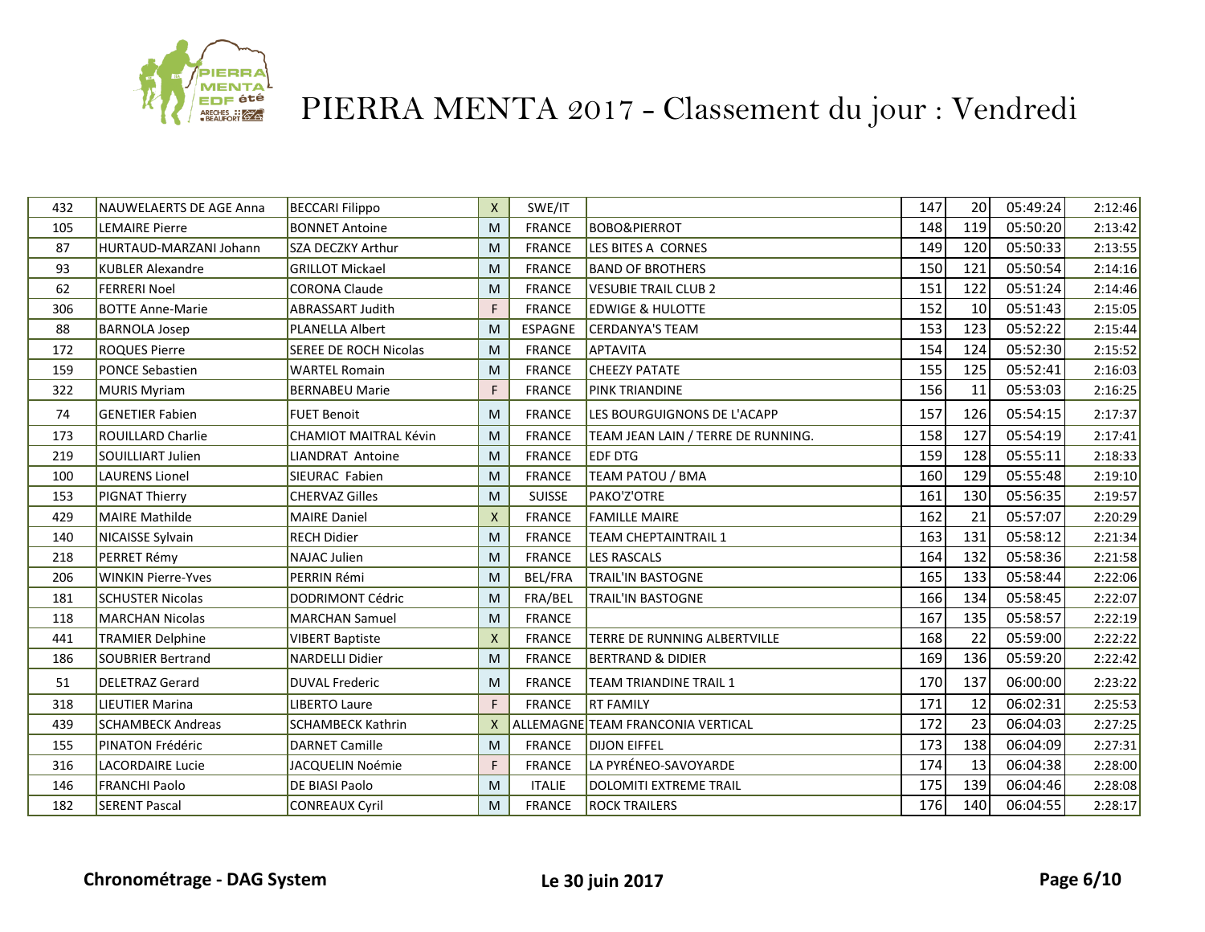# PIERRA MENTA 2017 - Classement du jour : Vendredi

| | | | | | | | | | |
|---|---|---|---|---|---|---|---|---|---|
| 432 | NAUWELAERTS DE AGE Anna | BECCARI Filippo | X | SWE/IT | | 147 | 20 | 05:49:24 | 2:12:46 |
| 105 | LEMAIRE Pierre | BONNET Antoine | M | FRANCE | BOBO&PIERROT | 148 | 119 | 05:50:20 | 2:13:42 |
| 87 | HURTAUD-MARZANI Johann | SZA DECZKY Arthur | M | FRANCE | LES BITES A CORNES | 149 | 120 | 05:50:33 | 2:13:55 |
| 93 | KUBLER Alexandre | GRILLOT Mickael | M | FRANCE | BAND OF BROTHERS | 150 | 121 | 05:50:54 | 2:14:16 |
| 62 | FERRERI Noel | CORONA Claude | M | FRANCE | VESUBIE TRAIL CLUB 2 | 151 | 122 | 05:51:24 | 2:14:46 |
| 306 | BOTTE Anne-Marie | ABRASSART Judith | F | FRANCE | EDWIGE & HULOTTE | 152 | 10 | 05:51:43 | 2:15:05 |
| 88 | BARNOLA Josep | PLANELLA Albert | M | ESPAGNE | CERDANYA'S TEAM | 153 | 123 | 05:52:22 | 2:15:44 |
| 172 | ROQUES Pierre | SEREE DE ROCH Nicolas | M | FRANCE | APTAVITA | 154 | 124 | 05:52:30 | 2:15:52 |
| 159 | PONCE Sebastien | WARTEL Romain | M | FRANCE | CHEEZY PATATE | 155 | 125 | 05:52:41 | 2:16:03 |
| 322 | MURIS Myriam | BERNABEU Marie | F | FRANCE | PINK TRIANDINE | 156 | 11 | 05:53:03 | 2:16:25 |
| 74 | GENETIER Fabien | FUET Benoit | M | FRANCE | LES BOURGUIGNONS DE L'ACAPP | 157 | 126 | 05:54:15 | 2:17:37 |
| 173 | ROUILLARD Charlie | CHAMIOT MAITRAL Kévin | M | FRANCE | TEAM JEAN LAIN / TERRE DE RUNNING. | 158 | 127 | 05:54:19 | 2:17:41 |
| 219 | SOUILLIART Julien | LIANDRAT Antoine | M | FRANCE | EDF DTG | 159 | 128 | 05:55:11 | 2:18:33 |
| 100 | LAURENS Lionel | SIEURAC Fabien | M | FRANCE | TEAM PATOU / BMA | 160 | 129 | 05:55:48 | 2:19:10 |
| 153 | PIGNAT Thierry | CHERVAZ Gilles | M | SUISSE | PAKO'Z'OTRE | 161 | 130 | 05:56:35 | 2:19:57 |
| 429 | MAIRE Mathilde | MAIRE Daniel | X | FRANCE | FAMILLE MAIRE | 162 | 21 | 05:57:07 | 2:20:29 |
| 140 | NICAISSE Sylvain | RECH Didier | M | FRANCE | TEAM CHEPTAINTRAIL 1 | 163 | 131 | 05:58:12 | 2:21:34 |
| 218 | PERRET Rémy | NAJAC Julien | M | FRANCE | LES RASCALS | 164 | 132 | 05:58:36 | 2:21:58 |
| 206 | WINKIN Pierre-Yves | PERRIN Rémi | M | BEL/FRA | TRAIL'IN BASTOGNE | 165 | 133 | 05:58:44 | 2:22:06 |
| 181 | SCHUSTER Nicolas | DODRIMONT Cédric | M | FRA/BEL | TRAIL'IN BASTOGNE | 166 | 134 | 05:58:45 | 2:22:07 |
| 118 | MARCHAN Nicolas | MARCHAN Samuel | M | FRANCE | | 167 | 135 | 05:58:57 | 2:22:19 |
| 441 | TRAMIER Delphine | VIBERT Baptiste | X | FRANCE | TERRE DE RUNNING ALBERTVILLE | 168 | 22 | 05:59:00 | 2:22:22 |
| 186 | SOUBRIER Bertrand | NARDELLI Didier | M | FRANCE | BERTRAND & DIDIER | 169 | 136 | 05:59:20 | 2:22:42 |
| 51 | DELETRAZ Gerard | DUVAL Frederic | M | FRANCE | TEAM TRIANDINE TRAIL 1 | 170 | 137 | 06:00:00 | 2:23:22 |
| 318 | LIEUTIER Marina | LIBERTO Laure | F | FRANCE | RT FAMILY | 171 | 12 | 06:02:31 | 2:25:53 |
| 439 | SCHAMBECK Andreas | SCHAMBECK Kathrin | X | ALLEMAGNE | TEAM FRANCONIA VERTICAL | 172 | 23 | 06:04:03 | 2:27:25 |
| 155 | PINATON Frédéric | DARNET Camille | M | FRANCE | DIJON EIFFEL | 173 | 138 | 06:04:09 | 2:27:31 |
| 316 | LACORDAIRE Lucie | JACQUELIN Noémie | F | FRANCE | LA PYRÉNEO-SAVOYARDE | 174 | 13 | 06:04:38 | 2:28:00 |
| 146 | FRANCHI Paolo | DE BIASI Paolo | M | ITALIE | DOLOMITI EXTREME TRAIL | 175 | 139 | 06:04:46 | 2:28:08 |
| 182 | SERENT Pascal | CONREAUX Cyril | M | FRANCE | ROCK TRAILERS | 176 | 140 | 06:04:55 | 2:28:17 |

**Chronométrage - DAG System** **Le 30 juin 2017**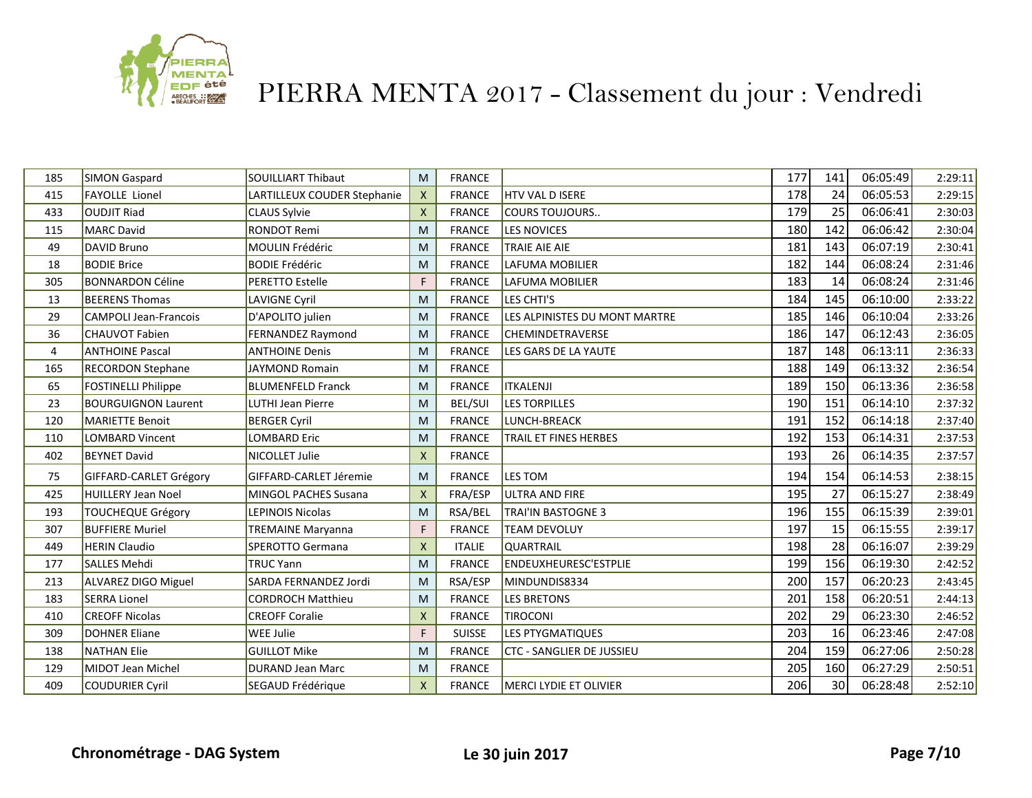# PIERRA MENTA 2017 - Classement du jour : Vendredi

| | | | | | | | | | |
|---|---|---|---|---|---|---|---|---|---|
| 185 | SIMON Gaspard | SOUILLIART Thibaut | M | FRANCE | | 177 | 141 | 06:05:49 | 2:29:11 |
| 415 | FAYOLLE Lionel | LARTILLEUX COUDER Stephanie | X | FRANCE | HTV VAL D ISERE | 178 | 24 | 06:05:53 | 2:29:15 |
| 433 | OUDJIT Riad | CLAUS Sylvie | X | FRANCE | COURS TOUJOURS.. | 179 | 25 | 06:06:41 | 2:30:03 |
| 115 | MARC David | RONDOT Remi | M | FRANCE | LES NOVICES | 180 | 142 | 06:06:42 | 2:30:04 |
| 49 | DAVID Bruno | MOULIN Frédéric | M | FRANCE | TRAIE AIE AIE | 181 | 143 | 06:07:19 | 2:30:41 |
| 18 | BODIE Brice | BODIE Frédéric | M | FRANCE | LAFUMA MOBILIER | 182 | 144 | 06:08:24 | 2:31:46 |
| 305 | BONNARDON Céline | PERETTO Estelle | F | FRANCE | LAFUMA MOBILIER | 183 | 14 | 06:08:24 | 2:31:46 |
| 13 | BEERENS Thomas | LAVIGNE Cyril | M | FRANCE | LES CHTI'S | 184 | 145 | 06:10:00 | 2:33:22 |
| 29 | CAMPOLI Jean-Francois | D'APOLITO julien | M | FRANCE | LES ALPINISTES DU MONT MARTRE | 185 | 146 | 06:10:04 | 2:33:26 |
| 36 | CHAUVOT Fabien | FERNANDEZ Raymond | M | FRANCE | CHEMINDETRAVERSE | 186 | 147 | 06:12:43 | 2:36:05 |
| 4 | ANTHOINE Pascal | ANTHOINE Denis | M | FRANCE | LES GARS DE LA YAUTE | 187 | 148 | 06:13:11 | 2:36:33 |
| 165 | RECORDON Stephane | JAYMOND Romain | M | FRANCE | | 188 | 149 | 06:13:32 | 2:36:54 |
| 65 | FOSTINELLI Philippe | BLUMENFELD Franck | M | FRANCE | ITKALENJI | 189 | 150 | 06:13:36 | 2:36:58 |
| 23 | BOURGUIGNON Laurent | LUTHI Jean Pierre | M | BEL/SUI | LES TORPILLES | 190 | 151 | 06:14:10 | 2:37:32 |
| 120 | MARIETTE Benoit | BERGER Cyril | M | FRANCE | LUNCH-BREACK | 191 | 152 | 06:14:18 | 2:37:40 |
| 110 | LOMBARD Vincent | LOMBARD Eric | M | FRANCE | TRAIL ET FINES HERBES | 192 | 153 | 06:14:31 | 2:37:53 |
| 402 | BEYNET David | NICOLLET Julie | X | FRANCE | | 193 | 26 | 06:14:35 | 2:37:57 |
| 75 | GIFFARD-CARLET Grégory | GIFFARD-CARLET Jéremie | M | FRANCE | LES TOM | 194 | 154 | 06:14:53 | 2:38:15 |
| 425 | HUILLERY Jean Noel | MINGOL PACHES Susana | X | FRA/ESP | ULTRA AND FIRE | 195 | 27 | 06:15:27 | 2:38:49 |
| 193 | TOUCHEQUE Grégory | LEPINOIS Nicolas | M | RSA/BEL | TRAI'IN BASTOGNE 3 | 196 | 155 | 06:15:39 | 2:39:01 |
| 307 | BUFFIERE Muriel | TREMAINE Maryanna | F | FRANCE | TEAM DEVOLUY | 197 | 15 | 06:15:55 | 2:39:17 |
| 449 | HERIN Claudio | SPEROTTO Germana | X | ITALIE | QUARTRAIL | 198 | 28 | 06:16:07 | 2:39:29 |
| 177 | SALLES Mehdi | TRUC Yann | M | FRANCE | ENDEUXHEURESC'ESTPLIE | 199 | 156 | 06:19:30 | 2:42:52 |
| 213 | ALVAREZ DIGO Miguel | SARDA FERNANDEZ Jordi | M | RSA/ESP | MINDUNDIS8334 | 200 | 157 | 06:20:23 | 2:43:45 |
| 183 | SERRA Lionel | CORDROCH Matthieu | M | FRANCE | LES BRETONS | 201 | 158 | 06:20:51 | 2:44:13 |
| 410 | CREOFF Nicolas | CREOFF Coralie | X | FRANCE | TIROCONI | 202 | 29 | 06:23:30 | 2:46:52 |
| 309 | DOHNER Eliane | WEE Julie | F | SUISSE | LES PTYGMATIQUES | 203 | 16 | 06:23:46 | 2:47:08 |
| 138 | NATHAN Elie | GUILLOT Mike | M | FRANCE | CTC - SANGLIER DE JUSSIEU | 204 | 159 | 06:27:06 | 2:50:28 |
| 129 | MIDOT Jean Michel | DURAND Jean Marc | M | FRANCE | | 205 | 160 | 06:27:29 | 2:50:51 |
| 409 | COUDURIER Cyril | SEGAUD Frédérique | X | FRANCE | MERCI LYDIE ET OLIVIER | 206 | 30 | 06:28:48 | 2:52:10 |

**Chronométrage - DAG System** **Le 30 juin 2017**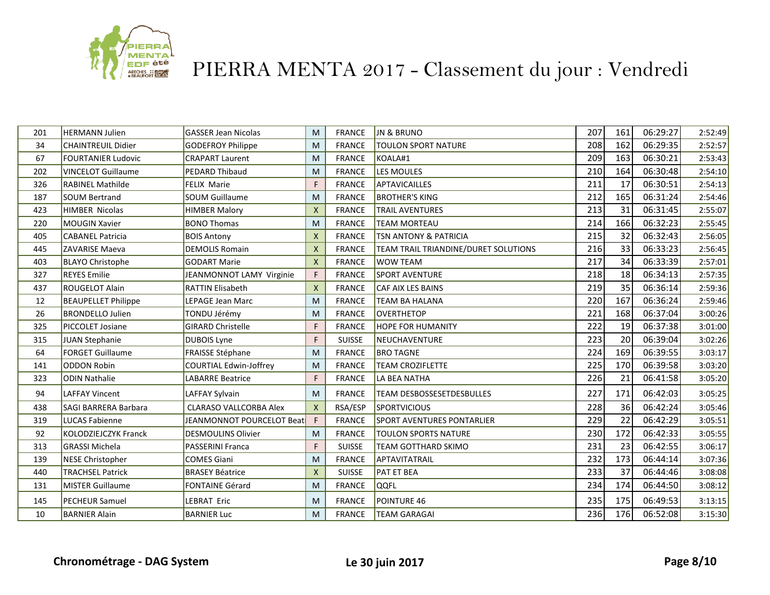# PIERRA MENTA 2017 - Classement du jour : Vendredi

| | | | | | | | | | |
|---|---|---|---|---|---|---|---|---|---|
| 201 | HERMANN Julien | GASSER Jean Nicolas | M | FRANCE | JN & BRUNO | 207 | 161 | 06:29:27 | 2:52:49 |
| 34 | CHAINTREUIL Didier | GODEFROY Philippe | M | FRANCE | TOULON SPORT NATURE | 208 | 162 | 06:29:35 | 2:52:57 |
| 67 | FOURTANIER Ludovic | CRAPART Laurent | M | FRANCE | KOALA#1 | 209 | 163 | 06:30:21 | 2:53:43 |
| 202 | VINCELOT Guillaume | PEDARD Thibaud | M | FRANCE | LES MOULES | 210 | 164 | 06:30:48 | 2:54:10 |
| 326 | RABINEL Mathilde | FELIX Marie | F | FRANCE | APTAVICAILLES | 211 | 17 | 06:30:51 | 2:54:13 |
| 187 | SOUM Bertrand | SOUM Guillaume | M | FRANCE | BROTHER'S KING | 212 | 165 | 06:31:24 | 2:54:46 |
| 423 | HIMBER Nicolas | HIMBER Malory | X | FRANCE | TRAIL AVENTURES | 213 | 31 | 06:31:45 | 2:55:07 |
| 220 | MOUGIN Xavier | BONO Thomas | M | FRANCE | TEAM MORTEAU | 214 | 166 | 06:32:23 | 2:55:45 |
| 405 | CABANEL Patricia | BOIS Antony | X | FRANCE | TSN ANTONY & PATRICIA | 215 | 32 | 06:32:43 | 2:56:05 |
| 445 | ZAVARISE Maeva | DEMOLIS Romain | X | FRANCE | TEAM TRAIL TRIANDINE/DURET SOLUTIONS | 216 | 33 | 06:33:23 | 2:56:45 |
| 403 | BLAYO Christophe | GODART Marie | X | FRANCE | WOW TEAM | 217 | 34 | 06:33:39 | 2:57:01 |
| 327 | REYES Emilie | JEANMONNOT LAMY Virginie | F | FRANCE | SPORT AVENTURE | 218 | 18 | 06:34:13 | 2:57:35 |
| 437 | ROUGELOT Alain | RATTIN Elisabeth | X | FRANCE | CAF AIX LES BAINS | 219 | 35 | 06:36:14 | 2:59:36 |
| 12 | BEAUPELLET Philippe | LEPAGE Jean Marc | M | FRANCE | TEAM BA HALANA | 220 | 167 | 06:36:24 | 2:59:46 |
| 26 | BRONDELLO Julien | TONDU Jérémy | M | FRANCE | OVERTHETOP | 221 | 168 | 06:37:04 | 3:00:26 |
| 325 | PICCOLET Josiane | GIRARD Christelle | F | FRANCE | HOPE FOR HUMANITY | 222 | 19 | 06:37:38 | 3:01:00 |
| 315 | JUAN Stephanie | DUBOIS Lyne | F | SUISSE | NEUCHAVENTURE | 223 | 20 | 06:39:04 | 3:02:26 |
| 64 | FORGET Guillaume | FRAISSE Stéphane | M | FRANCE | BRO TAGNE | 224 | 169 | 06:39:55 | 3:03:17 |
| 141 | ODDON Robin | COURTIAL Edwin-Joffrey | M | FRANCE | TEAM CROZIFLETTE | 225 | 170 | 06:39:58 | 3:03:20 |
| 323 | ODIN Nathalie | LABARRE Beatrice | F | FRANCE | LA BEA NATHA | 226 | 21 | 06:41:58 | 3:05:20 |
| 94 | LAFFAY Vincent | LAFFAY Sylvain | M | FRANCE | TEAM DESBOSSESETDESBULLES | 227 | 171 | 06:42:03 | 3:05:25 |
| 438 | SAGI BARRERA Barbara | CLARASO VALLCORBA Alex | X | RSA/ESP | SPORTVICIOUS | 228 | 36 | 06:42:24 | 3:05:46 |
| 319 | LUCAS Fabienne | JEANMONNOT POURCELOT Beat | F | FRANCE | SPORT AVENTURES PONTARLIER | 229 | 22 | 06:42:29 | 3:05:51 |
| 92 | KOLODZIEJCZYK Franck | DESMOULINS Olivier | M | FRANCE | TOULON SPORTS NATURE | 230 | 172 | 06:42:33 | 3:05:55 |
| 313 | GRASSI Michela | PASSERINI Franca | F | SUISSE | TEAM GOTTHARD SKIMO | 231 | 23 | 06:42:55 | 3:06:17 |
| 139 | NESE Christopher | COMES Giani | M | FRANCE | APTAVITATRAIL | 232 | 173 | 06:44:14 | 3:07:36 |
| 440 | TRACHSEL Patrick | BRASEY Béatrice | X | SUISSE | PAT ET BEA | 233 | 37 | 06:44:46 | 3:08:08 |
| 131 | MISTER Guillaume | FONTAINE Gérard | M | FRANCE | QQFL | 234 | 174 | 06:44:50 | 3:08:12 |
| 145 | PECHEUR Samuel | LEBRAT Eric | M | FRANCE | POINTURE 46 | 235 | 175 | 06:49:53 | 3:13:15 |
| 10 | BARNIER Alain | BARNIER Luc | M | FRANCE | TEAM GARAGAI | 236 | 176 | 06:52:08 | 3:15:30 |

**Chronométrage - DAG System** **Le 30 juin 2017**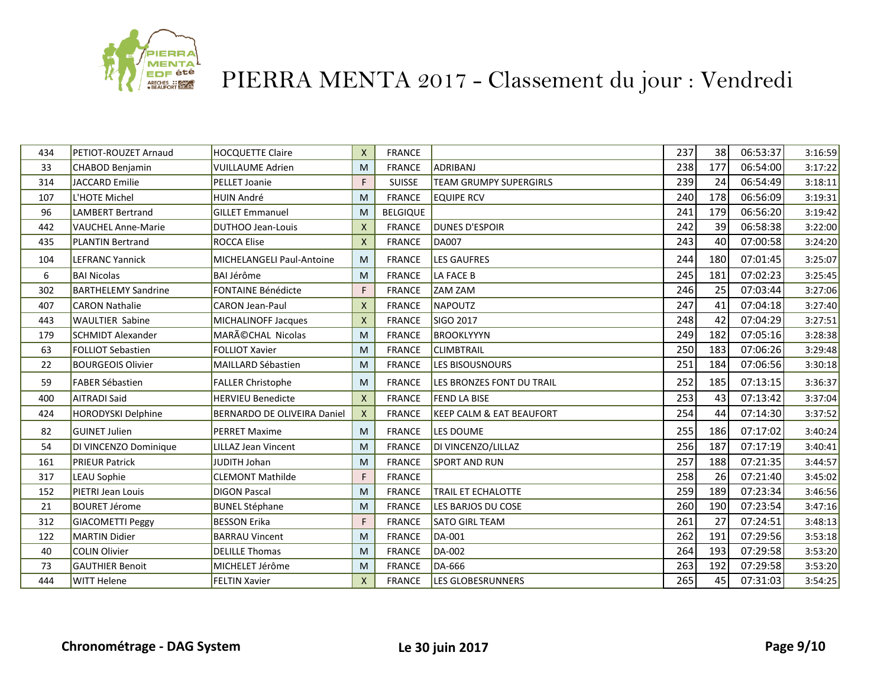# PIERRA MENTA 2017 - Classement du jour : Vendredi

| | | | | | | | | | |
|---|---|---|---|---|---|---|---|---|---|
| 434 | PETIOT-ROUZET Arnaud | HOCQUETTE Claire | X | FRANCE | | 237 | 38 | 06:53:37 | 3:16:59 |
| 33 | CHABOD Benjamin | VUILLAUME Adrien | M | FRANCE | ADRIBANJ | 238 | 177 | 06:54:00 | 3:17:22 |
| 314 | JACCARD Emilie | PELLET Joanie | F | SUISSE | TEAM GRUMPY SUPERGIRLS | 239 | 24 | 06:54:49 | 3:18:11 |
| 107 | L'HOTE Michel | HUIN André | M | FRANCE | EQUIPE RCV | 240 | 178 | 06:56:09 | 3:19:31 |
| 96 | LAMBERT Bertrand | GILLET Emmanuel | M | BELGIQUE | | 241 | 179 | 06:56:20 | 3:19:42 |
| 442 | VAUCHEL Anne-Marie | DUTHOO Jean-Louis | X | FRANCE | DUNES D'ESPOIR | 242 | 39 | 06:58:38 | 3:22:00 |
| 435 | PLANTIN Bertrand | ROCCA Elise | X | FRANCE | DA007 | 243 | 40 | 07:00:58 | 3:24:20 |
| 104 | LEFRANC Yannick | MICHELANGELI Paul-Antoine | M | FRANCE | LES GAUFRES | 244 | 180 | 07:01:45 | 3:25:07 |
| 6 | BAI Nicolas | BAI Jérôme | M | FRANCE | LA FACE B | 245 | 181 | 07:02:23 | 3:25:45 |
| 302 | BARTHELEMY Sandrine | FONTAINE Bénédicte | F | FRANCE | ZAM ZAM | 246 | 25 | 07:03:44 | 3:27:06 |
| 407 | CARON Nathalie | CARON Jean-Paul | X | FRANCE | NAPOUTZ | 247 | 41 | 07:04:18 | 3:27:40 |
| 443 | WAULTIER Sabine | MICHALINOFF Jacques | X | FRANCE | SIGO 2017 | 248 | 42 | 07:04:29 | 3:27:51 |
| 179 | SCHMIDT Alexander | MARÃ©CHAL Nicolas | M | FRANCE | BROOKLYYYN | 249 | 182 | 07:05:16 | 3:28:38 |
| 63 | FOLLIOT Sebastien | FOLLIOT Xavier | M | FRANCE | CLIMBTRAIL | 250 | 183 | 07:06:26 | 3:29:48 |
| 22 | BOURGEOIS Olivier | MAILLARD Sébastien | M | FRANCE | LES BISOUSNOURS | 251 | 184 | 07:06:56 | 3:30:18 |
| 59 | FABER Sébastien | FALLER Christophe | M | FRANCE | LES BRONZES FONT DU TRAIL | 252 | 185 | 07:13:15 | 3:36:37 |
| 400 | AITRADI Said | HERVIEU Benedicte | X | FRANCE | FEND LA BISE | 253 | 43 | 07:13:42 | 3:37:04 |
| 424 | HORODYSKI Delphine | BERNARDO DE OLIVEIRA Daniel | X | FRANCE | KEEP CALM & EAT BEAUFORT | 254 | 44 | 07:14:30 | 3:37:52 |
| 82 | GUINET Julien | PERRET Maxime | M | FRANCE | LES DOUME | 255 | 186 | 07:17:02 | 3:40:24 |
| 54 | DI VINCENZO Dominique | LILLAZ Jean Vincent | M | FRANCE | DI VINCENZO/LILLAZ | 256 | 187 | 07:17:19 | 3:40:41 |
| 161 | PRIEUR Patrick | JUDITH Johan | M | FRANCE | SPORT AND RUN | 257 | 188 | 07:21:35 | 3:44:57 |
| 317 | LEAU Sophie | CLEMONT Mathilde | F | FRANCE | | 258 | 26 | 07:21:40 | 3:45:02 |
| 152 | PIETRI Jean Louis | DIGON Pascal | M | FRANCE | TRAIL ET ECHALOTTE | 259 | 189 | 07:23:34 | 3:46:56 |
| 21 | BOURET Jérome | BUNEL Stéphane | M | FRANCE | LES BARJOS DU COSE | 260 | 190 | 07:23:54 | 3:47:16 |
| 312 | GIACOMETTI Peggy | BESSON Erika | F | FRANCE | SATO GIRL TEAM | 261 | 27 | 07:24:51 | 3:48:13 |
| 122 | MARTIN Didier | BARRAU Vincent | M | FRANCE | DA-001 | 262 | 191 | 07:29:56 | 3:53:18 |
| 40 | COLIN Olivier | DELILLE Thomas | M | FRANCE | DA-002 | 264 | 193 | 07:29:58 | 3:53:20 |
| 73 | GAUTHIER Benoit | MICHELET Jérôme | M | FRANCE | DA-666 | 263 | 192 | 07:29:58 | 3:53:20 |
| 444 | WITT Helene | FELTIN Xavier | X | FRANCE | LES GLOBESRUNNERS | 265 | 45 | 07:31:03 | 3:54:25 |

**Chronométrage - DAG System** **Le 30 juin 2017**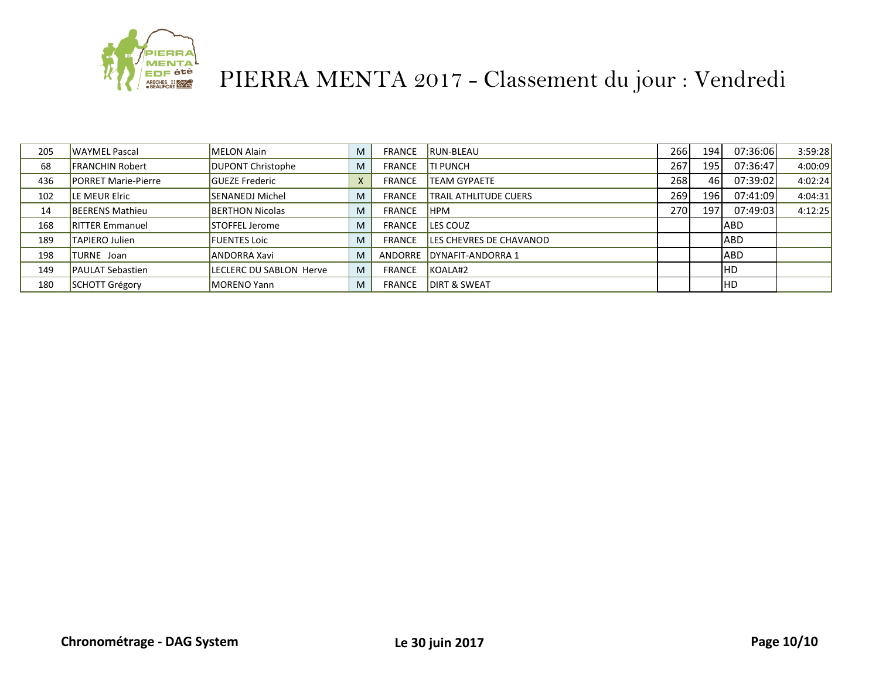# PIERRA MENTA 2017 - Classement du jour : Vendredi

| | | | | | | | | | |
|---|---|---|---|---|---|---|---|---|---|
| 205 | WAYMEL Pascal | MELON Alain | M | FRANCE | RUN-BLEAU | 266 | 194 | 07:36:06 | 3:59:28 |
| 68 | FRANCHIN Robert | DUPONT Christophe | M | FRANCE | TI PUNCH | 267 | 195 | 07:36:47 | 4:00:09 |
| 436 | PORRET Marie-Pierre | GUEZE Frederic | X | FRANCE | TEAM GYPAETE | 268 | 46 | 07:39:02 | 4:02:24 |
| 102 | LE MEUR Elric | SENANEDJ Michel | M | FRANCE | TRAIL ATHLITUDE CUERS | 269 | 196 | 07:41:09 | 4:04:31 |
| 14 | BEERENS Mathieu | BERTHON Nicolas | M | FRANCE | HPM | 270 | 197 | 07:49:03 | 4:12:25 |
| 168 | RITTER Emmanuel | STOFFEL Jerome | M | FRANCE | LES COUZ | | | ABD | |
| 189 | TAPIERO Julien | FUENTES Loic | M | FRANCE | LES CHEVRES DE CHAVANOD | | | ABD | |
| 198 | TURNE Joan | ANDORRA Xavi | M | ANDORRE | DYNAFIT-ANDORRA 1 | | | ABD | |
| 149 | PAULAT Sebastien | LECLERC DU SABLON Herve | M | FRANCE | KOALA#2 | | | HD | |
| 180 | SCHOTT Grégory | MORENO Yann | M | FRANCE | DIRT & SWEAT | | | HD | |

**Chronométrage - DAG System** **Le 30 juin 2017**